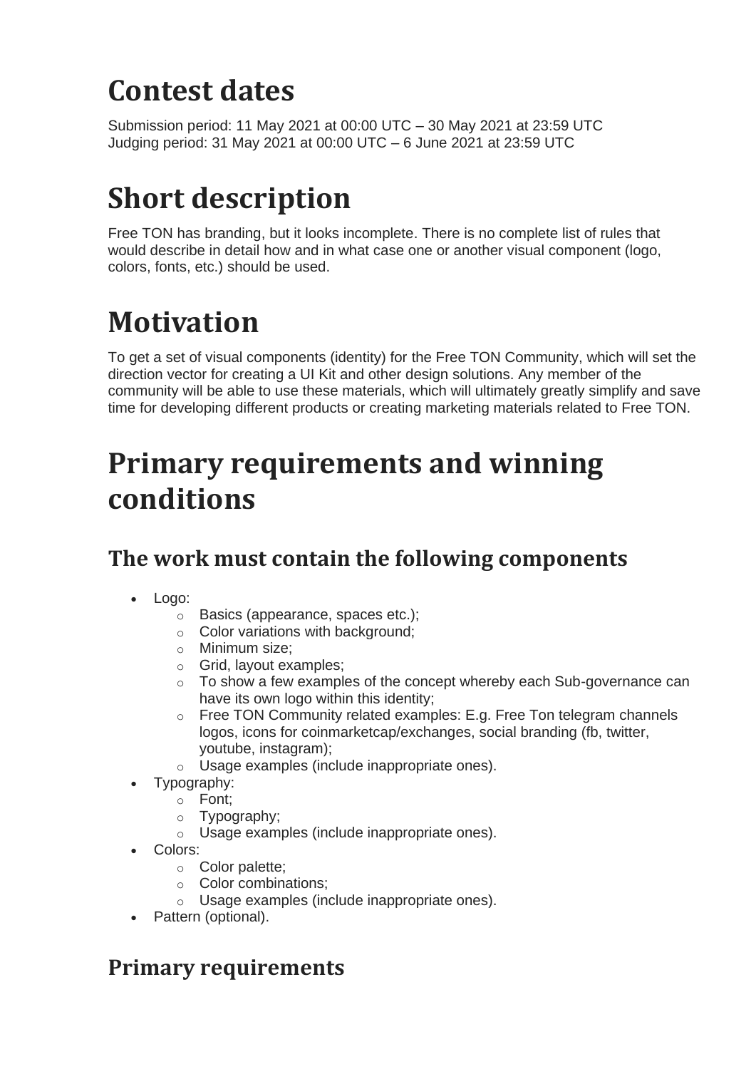# Contest dates

Submission period: 11 May 2021 at 00:00 UTC – 30 May 2021 at 23:59 UTC
Judging period: 31 May 2021 at 00:00 UTC – 6 June 2021 at 23:59 UTC

# Short description

Free TON has branding, but it looks incomplete. There is no complete list of rules that would describe in detail how and in what case one or another visual component (logo, colors, fonts, etc.) should be used.

# Motivation

To get a set of visual components (identity) for the Free TON Community, which will set the direction vector for creating a UI Kit and other design solutions. Any member of the community will be able to use these materials, which will ultimately greatly simplify and save time for developing different products or creating marketing materials related to Free TON.

# Primary requirements and winning conditions

## The work must contain the following components

- Logo:
  - Basics (appearance, spaces etc.);
  - Color variations with background;
  - Minimum size;
  - Grid, layout examples;
  - To show a few examples of the concept whereby each Sub-governance can have its own logo within this identity;
  - Free TON Community related examples: E.g. Free Ton telegram channels logos, icons for coinmarketcap/exchanges, social branding (fb, twitter, youtube, instagram);
  - Usage examples (include inappropriate ones).
- Typography:
  - Font;
  - Typography;
  - Usage examples (include inappropriate ones).
- Colors:
  - Color palette;
  - Color combinations;
  - Usage examples (include inappropriate ones).
- Pattern (optional).

## Primary requirements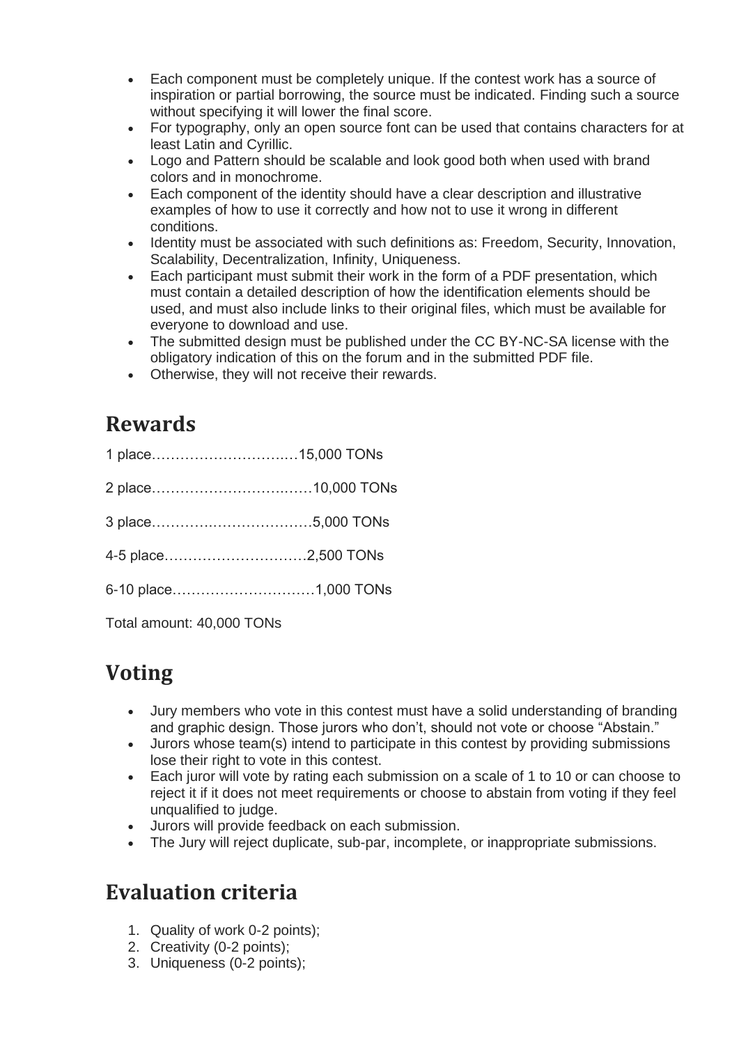- Each component must be completely unique. If the contest work has a source of inspiration or partial borrowing, the source must be indicated. Finding such a source without specifying it will lower the final score.
- For typography, only an open source font can be used that contains characters for at least Latin and Cyrillic.
- Logo and Pattern should be scalable and look good both when used with brand colors and in monochrome.
- Each component of the identity should have a clear description and illustrative examples of how to use it correctly and how not to use it wrong in different conditions.
- Identity must be associated with such definitions as: Freedom, Security, Innovation, Scalability, Decentralization, Infinity, Uniqueness.
- Each participant must submit their work in the form of a PDF presentation, which must contain a detailed description of how the identification elements should be used, and must also include links to their original files, which must be available for everyone to download and use.
- The submitted design must be published under the CC BY-NC-SA license with the obligatory indication of this on the forum and in the submitted PDF file.
- Otherwise, they will not receive their rewards.

## Rewards

1 place…………………….…15,000 TONs

2 place……………………..……10,000 TONs

3 place…………….………………5,000 TONs

4-5 place…………………………2,500 TONs

6-10 place…………………………1,000 TONs

Total amount: 40,000 TONs

## Voting

- Jury members who vote in this contest must have a solid understanding of branding and graphic design. Those jurors who don't, should not vote or choose "Abstain."
- Jurors whose team(s) intend to participate in this contest by providing submissions lose their right to vote in this contest.
- Each juror will vote by rating each submission on a scale of 1 to 10 or can choose to reject it if it does not meet requirements or choose to abstain from voting if they feel unqualified to judge.
- Jurors will provide feedback on each submission.
- The Jury will reject duplicate, sub-par, incomplete, or inappropriate submissions.

## Evaluation criteria

1. Quality of work 0-2 points);
2. Creativity (0-2 points);
3. Uniqueness (0-2 points);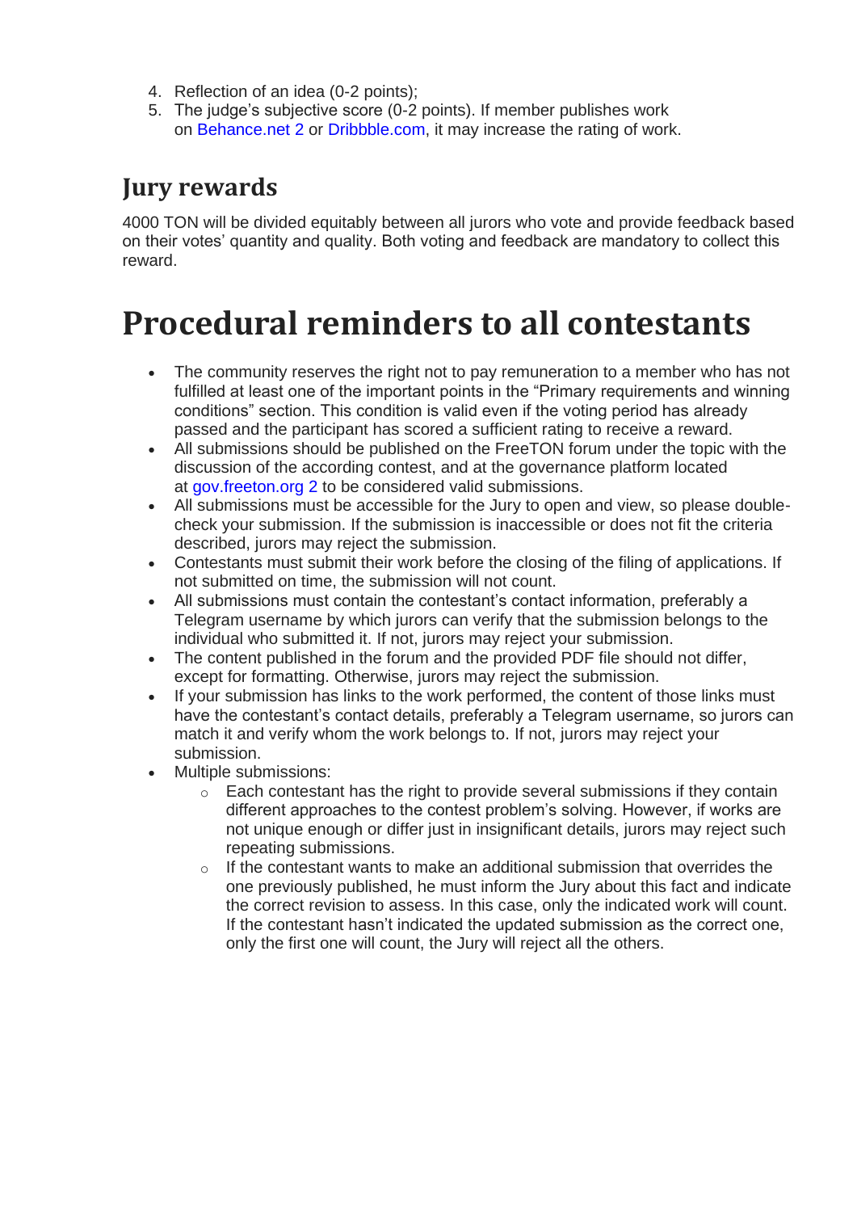4. Reflection of an idea (0-2 points);
5. The judge's subjective score (0-2 points). If member publishes work on Behance.net 2 or Dribbble.com, it may increase the rating of work.

## Jury rewards

4000 TON will be divided equitably between all jurors who vote and provide feedback based on their votes' quantity and quality. Both voting and feedback are mandatory to collect this reward.

# Procedural reminders to all contestants

- The community reserves the right not to pay remuneration to a member who has not fulfilled at least one of the important points in the "Primary requirements and winning conditions" section. This condition is valid even if the voting period has already passed and the participant has scored a sufficient rating to receive a reward.
- All submissions should be published on the FreeTON forum under the topic with the discussion of the according contest, and at the governance platform located at gov.freeton.org 2 to be considered valid submissions.
- All submissions must be accessible for the Jury to open and view, so please double-check your submission. If the submission is inaccessible or does not fit the criteria described, jurors may reject the submission.
- Contestants must submit their work before the closing of the filing of applications. If not submitted on time, the submission will not count.
- All submissions must contain the contestant's contact information, preferably a Telegram username by which jurors can verify that the submission belongs to the individual who submitted it. If not, jurors may reject your submission.
- The content published in the forum and the provided PDF file should not differ, except for formatting. Otherwise, jurors may reject the submission.
- If your submission has links to the work performed, the content of those links must have the contestant's contact details, preferably a Telegram username, so jurors can match it and verify whom the work belongs to. If not, jurors may reject your submission.
- Multiple submissions:
  - Each contestant has the right to provide several submissions if they contain different approaches to the contest problem's solving. However, if works are not unique enough or differ just in insignificant details, jurors may reject such repeating submissions.
  - If the contestant wants to make an additional submission that overrides the one previously published, he must inform the Jury about this fact and indicate the correct revision to assess. In this case, only the indicated work will count. If the contestant hasn't indicated the updated submission as the correct one, only the first one will count, the Jury will reject all the others.